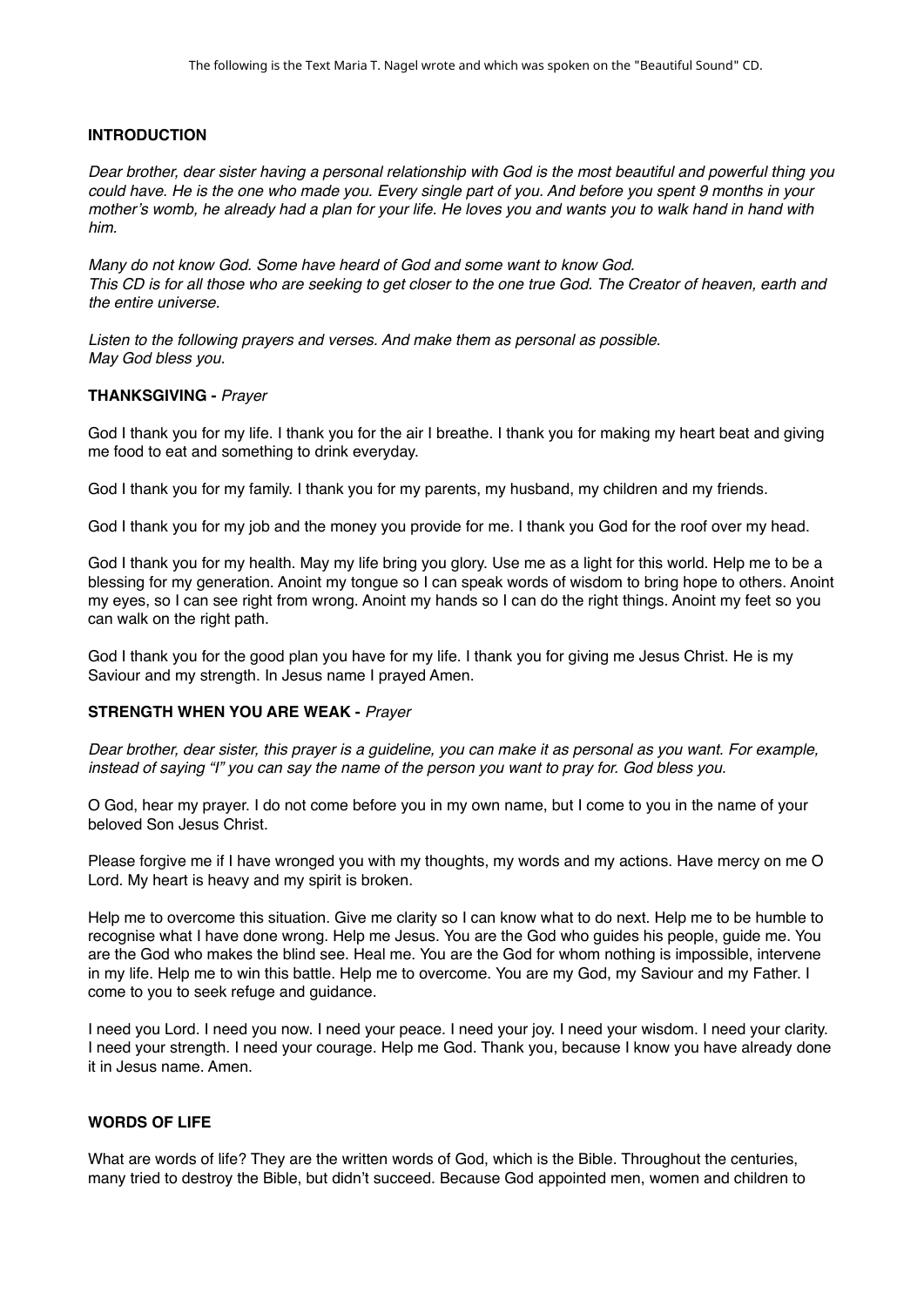The following is the Text Maria T. Nagel wrote and which was spoken on the "Beautiful Sound" CD.

**INTRODUCTION**

*Dear brother, dear sister having a personal relationship with God is the most beautiful and powerful thing you could have. He is the one who made you. Every single part of you. And before you spent 9 months in your mother's womb, he already had a plan for your life. He loves you and wants you to walk hand in hand with him.*

*Many do not know God. Some have heard of God and some want to know God.*
*This CD is for all those who are seeking to get closer to the one true God. The Creator of heaven, earth and the entire universe.*

*Listen to the following prayers and verses. And make them as personal as possible.*
*May God bless you.*

**THANKSGIVING -** *Prayer*

God I thank you for my life. I thank you for the air I breathe. I thank you for making my heart beat and giving me food to eat and something to drink everyday.

God I thank you for my family. I thank you for my parents, my husband, my children and my friends.

God I thank you for my job and the money you provide for me. I thank you God for the roof over my head.

God I thank you for my health. May my life bring you glory. Use me as a light for this world. Help me to be a blessing for my generation. Anoint my tongue so I can speak words of wisdom to bring hope to others. Anoint my eyes, so I can see right from wrong. Anoint my hands so I can do the right things. Anoint my feet so you can walk on the right path.

God I thank you for the good plan you have for my life. I thank you for giving me Jesus Christ. He is my Saviour and my strength. In Jesus name I prayed Amen.

**STRENGTH WHEN YOU ARE WEAK -** *Prayer*

*Dear brother, dear sister, this prayer is a guideline, you can make it as personal as you want. For example, instead of saying "I" you can say the name of the person you want to pray for. God bless you.*

O God, hear my prayer. I do not come before you in my own name, but I come to you in the name of your beloved Son Jesus Christ.

Please forgive me if I have wronged you with my thoughts, my words and my actions. Have mercy on me O Lord. My heart is heavy and my spirit is broken.

Help me to overcome this situation. Give me clarity so I can know what to do next. Help me to be humble to recognise what I have done wrong. Help me Jesus. You are the God who guides his people, guide me. You are the God who makes the blind see. Heal me. You are the God for whom nothing is impossible, intervene in my life. Help me to win this battle. Help me to overcome. You are my God, my Saviour and my Father. I come to you to seek refuge and guidance.

I need you Lord. I need you now. I need your peace. I need your joy. I need your wisdom. I need your clarity. I need your strength. I need your courage. Help me God. Thank you, because I know you have already done it in Jesus name. Amen.

**WORDS OF LIFE**

What are words of life? They are the written words of God, which is the Bible. Throughout the centuries, many tried to destroy the Bible, but didn't succeed. Because God appointed men, women and children to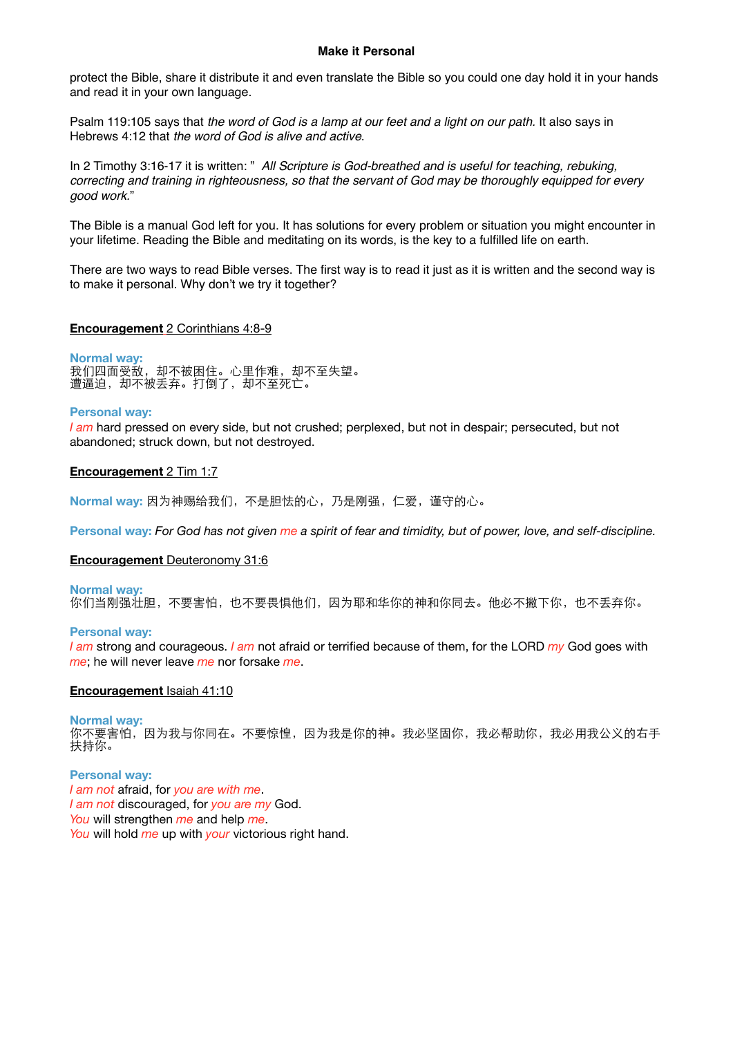**Make it Personal**

protect the Bible, share it distribute it and even translate the Bible so you could one day hold it in your hands and read it in your own language.

Psalm 119:105 says that *the word of God is a lamp at our feet and a light on our path.* It also says in Hebrews 4:12 that *the word of God is alive and active.*

In 2 Timothy 3:16-17 it is written: " *All Scripture is God-breathed and is useful for teaching, rebuking, correcting and training in righteousness, so that the servant of God may be thoroughly equipped for every good work.*"

The Bible is a manual God left for you. It has solutions for every problem or situation you might encounter in your lifetime. Reading the Bible and meditating on its words, is the key to a fulfilled life on earth.

There are two ways to read Bible verses. The first way is to read it just as it is written and the second way is to make it personal. Why don't we try it together?

**Encouragement** 2 Corinthians 4:8-9

**Normal way:**
我们四面受敌，却不被困住。心里作难，却不至失望。
遭逼迫，却不被丢弃。打倒了，却不至死亡。

**Personal way:**
*I am* hard pressed on every side, but not crushed; perplexed, but not in despair; persecuted, but not abandoned; struck down, but not destroyed.

**Encouragement** 2 Tim 1:7

**Normal way:** 因为神赐给我们，不是胆怯的心，乃是刚强，仁爱，谨守的心。

**Personal way:** *For God has not given me a spirit of fear and timidity, but of power, love, and self-discipline.*

**Encouragement** Deuteronomy 31:6

**Normal way:**
你们当刚强壮胆，不要害怕，也不要畏惧他们，因为耶和华你的神和你同去。他必不撇下你，也不丢弃你。

**Personal way:**
*I am* strong and courageous. *I am* not afraid or terrified because of them, for the LORD *my* God goes with *me*; he will never leave *me* nor forsake *me*.

**Encouragement** Isaiah 41:10

**Normal way:**
你不要害怕，因为我与你同在。不要惊惶，因为我是你的神。我必坚固你，我必帮助你，我必用我公义的右手扶持你。

**Personal way:**
*I am not* afraid, for *you are with me*.
*I am not* discouraged, for *you are my* God.
*You* will strengthen *me* and help *me*.
*You* will hold *me* up with *your* victorious right hand.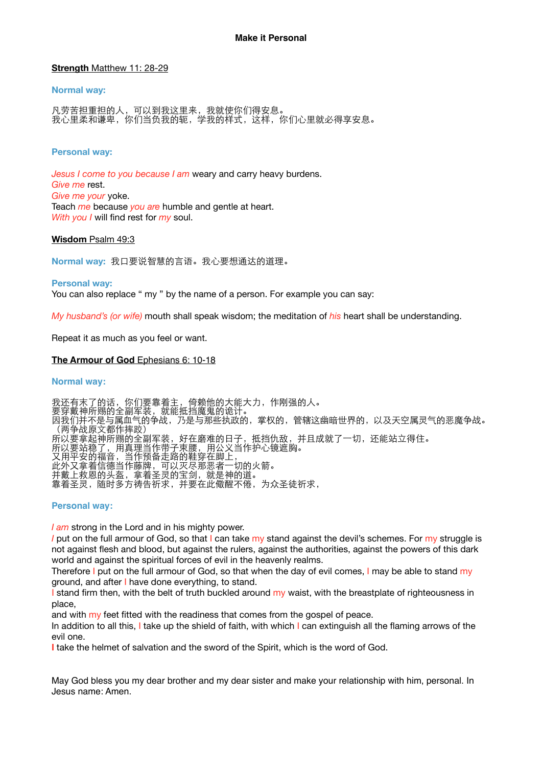## Make it Personal

**Strength** Matthew 11: 28-29

**Normal way:**

凡劳苦担重担的人，可以到我这里来，我就使你们得安息。
我心里柔和谦卑，你们当负我的轭，学我的样式，这样，你们心里就必得享安息。

**Personal way:**

*Jesus I come to you because I am* weary and carry heavy burdens.
*Give me* rest.
*Give me your* yoke.
Teach *me* because *you are* humble and gentle at heart.
*With you I* will find rest for *my* soul.

**Wisdom** Psalm 49:3

**Normal way:** 我口要说智慧的言语。我心要想通达的道理。

**Personal way:**
You can also replace " my " by the name of a person. For example you can say:

*My husband's (or wife)* mouth shall speak wisdom; the meditation of *his* heart shall be understanding.

Repeat it as much as you feel or want.

**The Armour of God** Ephesians 6: 10-18

**Normal way:**

我还有末了的话，你们要靠着主，倚赖他的大能大力，作刚强的人。
要穿戴神所赐的全副军装，就能抵挡魔鬼的诡计。
因我们并不是与属血气的争战，乃是与那些执政的，掌权的，管辖这幽暗世界的，以及天空属灵气的恶魔争战。（两争战原文都作摔跤）
所以要拿起神所赐的全副军装，好在磨难的日子，抵挡仇敌，并且成就了一切，还能站立得住。
所以要站稳了，用真理当作带子束腰，用公义当作护心镜遮胸。
又用平安的福音，当作预备走路的鞋穿在脚上。
此外又拿着信德当作藤牌，可以灭尽那恶者一切的火箭。
并戴上救恩的头盔，拿着圣灵的宝剑，就是神的道。
靠着圣灵，随时多方祷告祈求，并要在此儆醒不倦，为众圣徒祈求，

**Personal way:**

*I am* strong in the Lord and in his mighty power.
*I* put on the full armour of God, so that I can take my stand against the devil's schemes. For my struggle is not against flesh and blood, but against the rulers, against the authorities, against the powers of this dark world and against the spiritual forces of evil in the heavenly realms.
Therefore I put on the full armour of God, so that when the day of evil comes, I may be able to stand my ground, and after I have done everything, to stand.
I stand firm then, with the belt of truth buckled around my waist, with the breastplate of righteousness in place,
and with my feet fitted with the readiness that comes from the gospel of peace.
In addition to all this, I take up the shield of faith, with which I can extinguish all the flaming arrows of the evil one.
I take the helmet of salvation and the sword of the Spirit, which is the word of God.

May God bless you my dear brother and my dear sister and make your relationship with him, personal. In Jesus name: Amen.